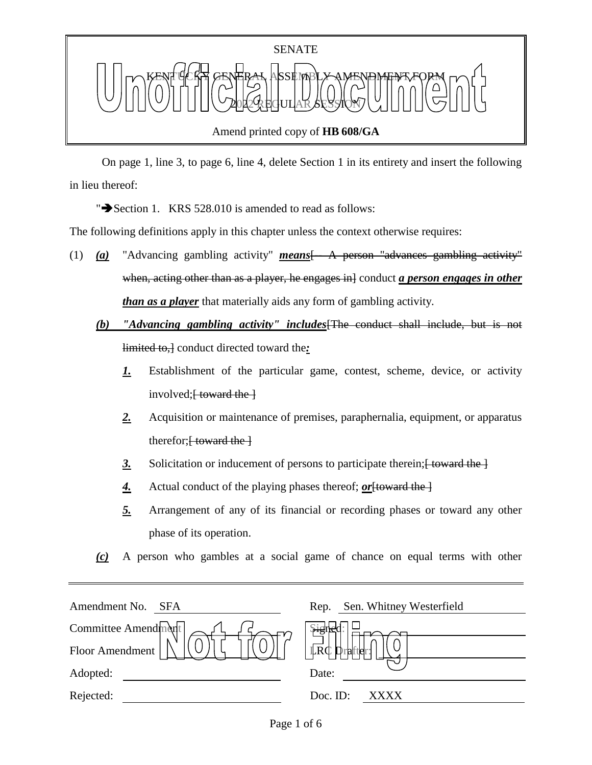SENATE

KENTUCKY GENERAL ASSEMBLY AMENDMENT FORM

2022 REGULAR SESSION

Amend printed copy of **HB 608/GA**

On page 1, line 3, to page 6, line 4, delete Section 1 in its entirety and insert the following in lieu thereof:

"➔Section 1. KRS 528.010 is amended to read as follows:

The following definitions apply in this chapter unless the context otherwise requires:

(1) ***(a)*** "Advancing gambling activity" ***means***[~~ A person "advances gambling activity" when, acting other than as a player, he engages in~~] conduct ***a person engages in other than as a player*** that materially aids any form of gambling activity.

***(b)*** ***"Advancing gambling activity" includes***[~~The conduct shall include, but is not limited to,~~] conduct directed toward the***:***

***1.*** Establishment of the particular game, contest, scheme, device, or activity involved;[~~ toward the~~ ]

***2.*** Acquisition or maintenance of premises, paraphernalia, equipment, or apparatus therefor;[~~ toward the~~ ]

***3.*** Solicitation or inducement of persons to participate therein;[~~ toward the~~ ]

***4.*** Actual conduct of the playing phases thereof; ***or***[~~toward the~~ ]

***5.*** Arrangement of any of its financial or recording phases or toward any other phase of its operation.

***(c)*** A person who gambles at a social game of chance on equal terms with other

---

Amendment No. SFA

Rep. Sen. Whitney Westerfield

Committee Amendment

Signed:

Floor Amendment

LRC Drafter:

Adopted:

Date:

Rejected:

Doc. ID: XXXX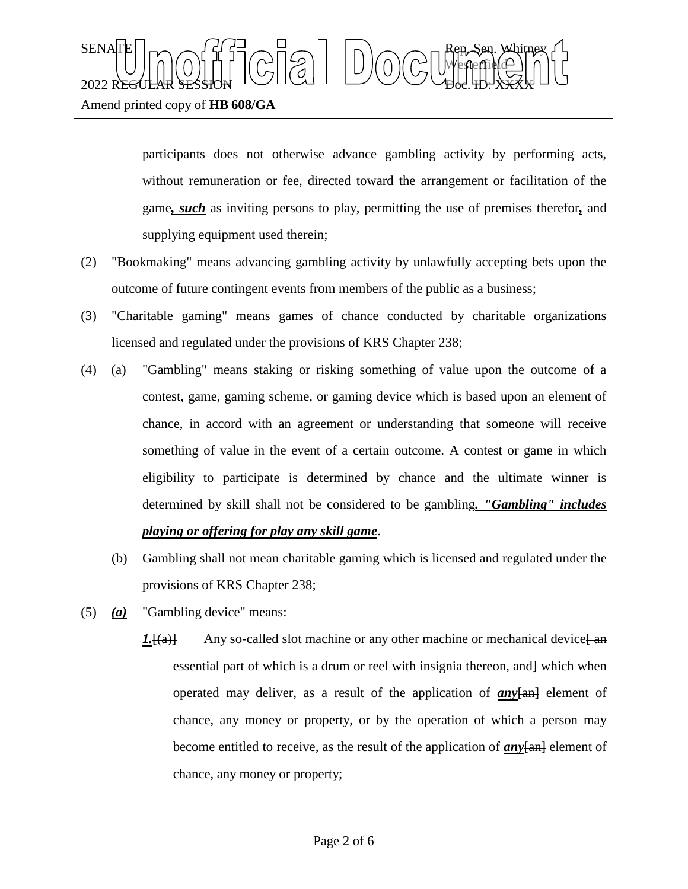participants does not otherwise advance gambling activity by performing acts, without remuneration or fee, directed toward the arrangement or facilitation of the game***, such*** as inviting persons to play, permitting the use of premises therefor***,*** and supplying equipment used therein;

(2) "Bookmaking" means advancing gambling activity by unlawfully accepting bets upon the outcome of future contingent events from members of the public as a business;

(3) "Charitable gaming" means games of chance conducted by charitable organizations licensed and regulated under the provisions of KRS Chapter 238;

(4) (a) "Gambling" means staking or risking something of value upon the outcome of a contest, game, gaming scheme, or gaming device which is based upon an element of chance, in accord with an agreement or understanding that someone will receive something of value in the event of a certain outcome. A contest or game in which eligibility to participate is determined by chance and the ultimate winner is determined by skill shall not be considered to be gambling***. "Gambling" includes playing or offering for play any skill game***.

(b) Gambling shall not mean charitable gaming which is licensed and regulated under the provisions of KRS Chapter 238;

(5) ***(a)*** "Gambling device" means:

***1.***~~[(a)]~~ Any so-called slot machine or any other machine or mechanical device~~[ an essential part of which is a drum or reel with insignia thereon, and]~~ which when operated may deliver, as a result of the application of ***any***~~[an]~~ element of chance, any money or property, or by the operation of which a person may become entitled to receive, as the result of the application of ***any***~~[an]~~ element of chance, any money or property;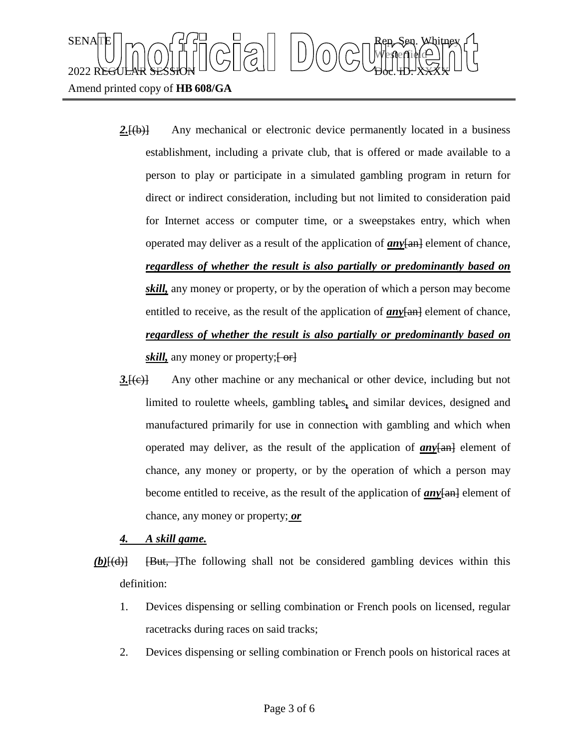***2.***~~[(b)]~~ Any mechanical or electronic device permanently located in a business establishment, including a private club, that is offered or made available to a person to play or participate in a simulated gambling program in return for direct or indirect consideration, including but not limited to consideration paid for Internet access or computer time, or a sweepstakes entry, which when operated may deliver as a result of the application of ***any***~~[an]~~ element of chance, ***regardless of whether the result is also partially or predominantly based on skill,*** any money or property, or by the operation of which a person may become entitled to receive, as the result of the application of ***any***~~[an]~~ element of chance, ***regardless of whether the result is also partially or predominantly based on skill,*** any money or property;~~[ or]~~

***3.***~~[(c)]~~ Any other machine or any mechanical or other device, including but not limited to roulette wheels, gambling tables***,*** and similar devices, designed and manufactured primarily for use in connection with gambling and which when operated may deliver, as the result of the application of ***any***~~[an]~~ element of chance, any money or property, or by the operation of which a person may become entitled to receive, as the result of the application of ***any***~~[an]~~ element of chance, any money or property;***_ or_***

***4. A skill game.***

***(b)***~~[(d)]~~ ~~[But, ]~~The following shall not be considered gambling devices within this definition:

1. Devices dispensing or selling combination or French pools on licensed, regular racetracks during races on said tracks;
2. Devices dispensing or selling combination or French pools on historical races at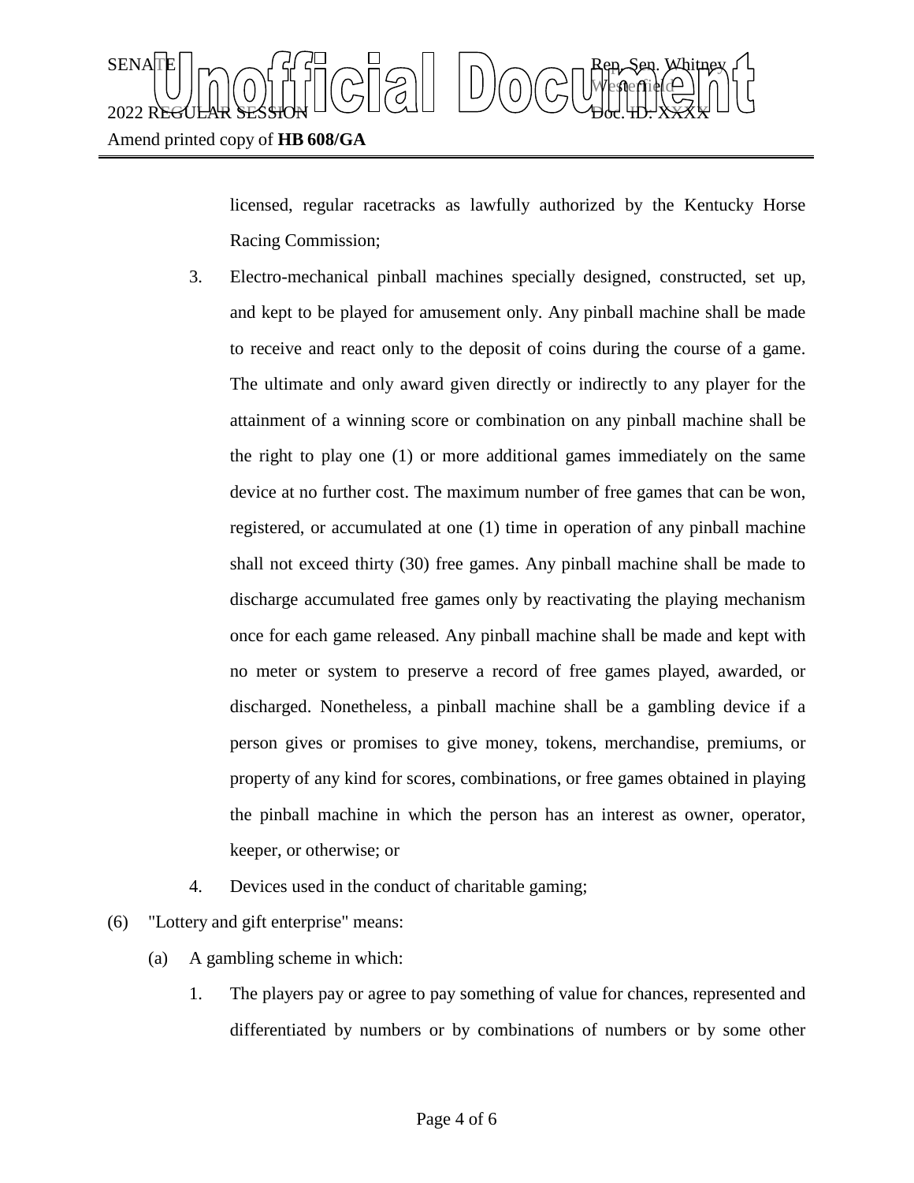licensed, regular racetracks as lawfully authorized by the Kentucky Horse Racing Commission;

3. Electro-mechanical pinball machines specially designed, constructed, set up, and kept to be played for amusement only. Any pinball machine shall be made to receive and react only to the deposit of coins during the course of a game. The ultimate and only award given directly or indirectly to any player for the attainment of a winning score or combination on any pinball machine shall be the right to play one (1) or more additional games immediately on the same device at no further cost. The maximum number of free games that can be won, registered, or accumulated at one (1) time in operation of any pinball machine shall not exceed thirty (30) free games. Any pinball machine shall be made to discharge accumulated free games only by reactivating the playing mechanism once for each game released. Any pinball machine shall be made and kept with no meter or system to preserve a record of free games played, awarded, or discharged. Nonetheless, a pinball machine shall be a gambling device if a person gives or promises to give money, tokens, merchandise, premiums, or property of any kind for scores, combinations, or free games obtained in playing the pinball machine in which the person has an interest as owner, operator, keeper, or otherwise; or

4. Devices used in the conduct of charitable gaming;

(6) "Lottery and gift enterprise" means:

(a) A gambling scheme in which:

1. The players pay or agree to pay something of value for chances, represented and differentiated by numbers or by combinations of numbers or by some other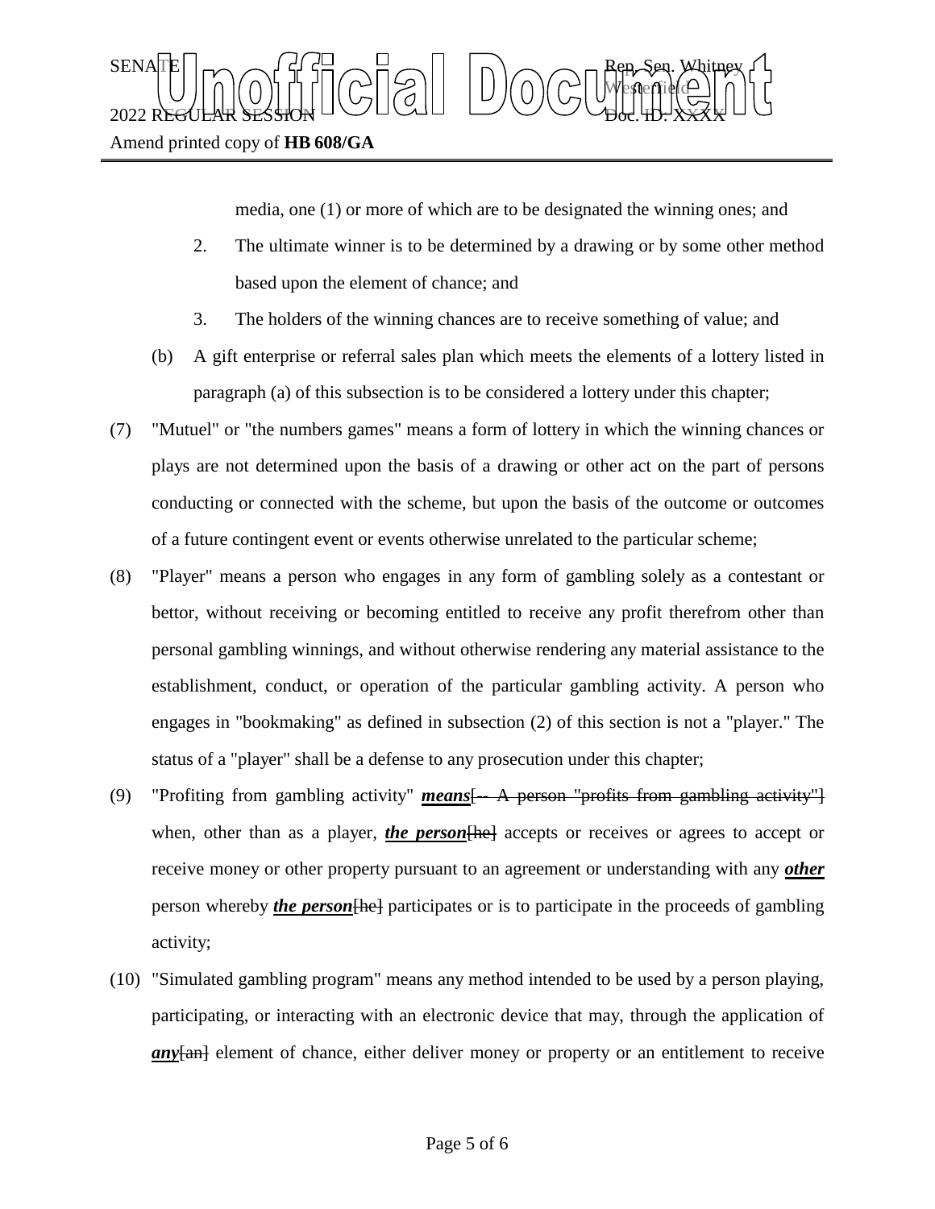media, one (1) or more of which are to be designated the winning ones; and

2. The ultimate winner is to be determined by a drawing or by some other method based upon the element of chance; and

3. The holders of the winning chances are to receive something of value; and

(b) A gift enterprise or referral sales plan which meets the elements of a lottery listed in paragraph (a) of this subsection is to be considered a lottery under this chapter;

(7) "Mutuel" or "the numbers games" means a form of lottery in which the winning chances or plays are not determined upon the basis of a drawing or other act on the part of persons conducting or connected with the scheme, but upon the basis of the outcome or outcomes of a future contingent event or events otherwise unrelated to the particular scheme;

(8) "Player" means a person who engages in any form of gambling solely as a contestant or bettor, without receiving or becoming entitled to receive any profit therefrom other than personal gambling winnings, and without otherwise rendering any material assistance to the establishment, conduct, or operation of the particular gambling activity. A person who engages in "bookmaking" as defined in subsection (2) of this section is not a "player." The status of a "player" shall be a defense to any prosecution under this chapter;

(9) "Profiting from gambling activity" ***means***~~[-- A person "profits from gambling activity"]~~ when, other than as a player, ***the person***~~[he]~~ accepts or receives or agrees to accept or receive money or other property pursuant to an agreement or understanding with any ***other*** person whereby ***the person***~~[he]~~ participates or is to participate in the proceeds of gambling activity;

(10) "Simulated gambling program" means any method intended to be used by a person playing, participating, or interacting with an electronic device that may, through the application of ***any***~~[an]~~ element of chance, either deliver money or property or an entitlement to receive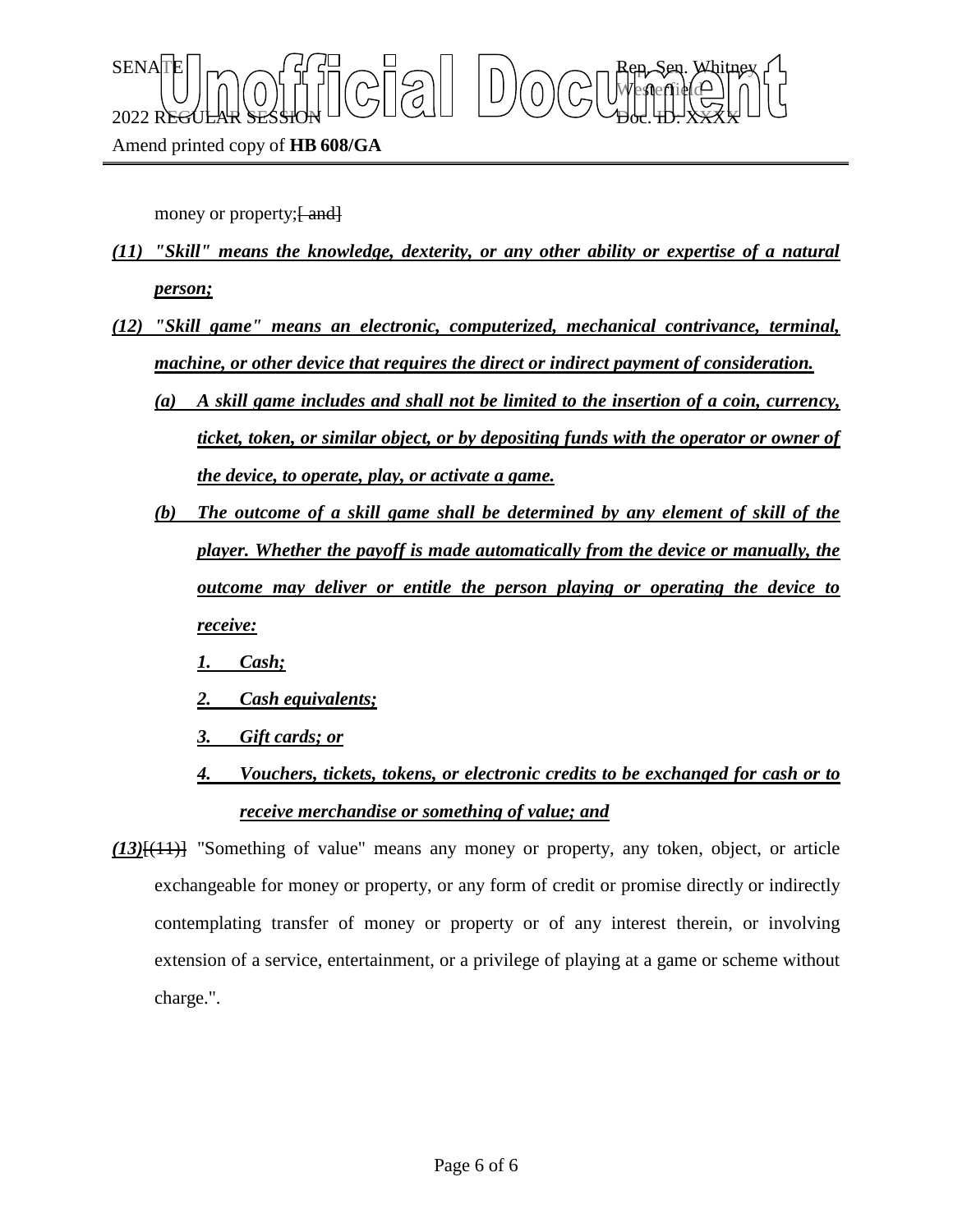money or property;~~[ and]~~

***(11) "Skill" means the knowledge, dexterity, or any other ability or expertise of a natural person;***

***(12) "Skill game" means an electronic, computerized, mechanical contrivance, terminal, machine, or other device that requires the direct or indirect payment of consideration.***

***(a) A skill game includes and shall not be limited to the insertion of a coin, currency, ticket, token, or similar object, or by depositing funds with the operator or owner of the device, to operate, play, or activate a game.***

***(b) The outcome of a skill game shall be determined by any element of skill of the player. Whether the payoff is made automatically from the device or manually, the outcome may deliver or entitle the person playing or operating the device to receive:***

***1. Cash;***

***2. Cash equivalents;***

***3. Gift cards; or***

***4. Vouchers, tickets, tokens, or electronic credits to be exchanged for cash or to receive merchandise or something of value; and***

***(13)***~~[(11)]~~ "Something of value" means any money or property, any token, object, or article exchangeable for money or property, or any form of credit or promise directly or indirectly contemplating transfer of money or property or of any interest therein, or involving extension of a service, entertainment, or a privilege of playing at a game or scheme without charge.".